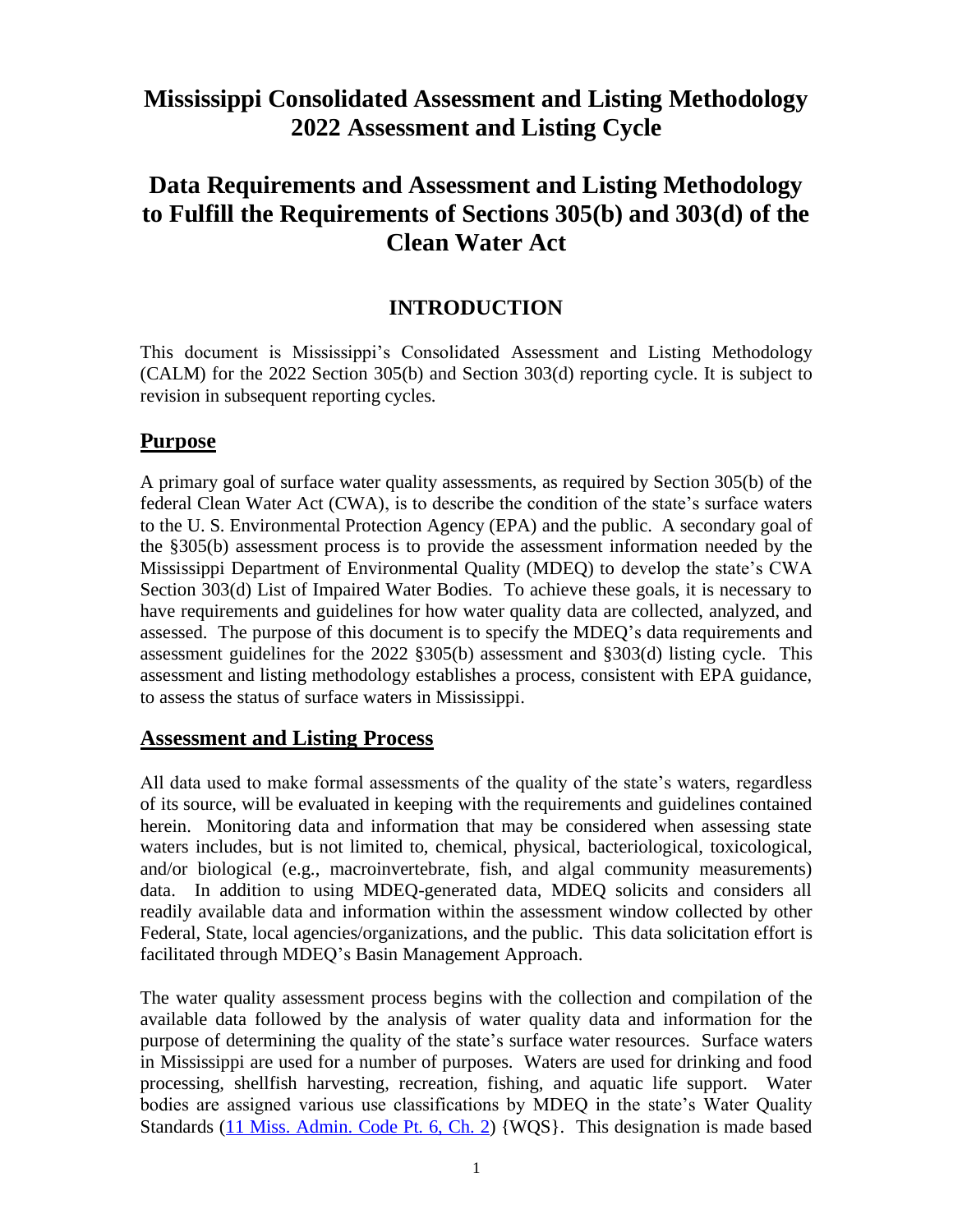# Mississippi Consolidated Assessment and Listing Methodology 2022 Assessment and Listing Cycle

# Data Requirements and Assessment and Listing Methodology to Fulfill the Requirements of Sections 305(b) and 303(d) of the Clean Water Act

## INTRODUCTION

This document is Mississippi's Consolidated Assessment and Listing Methodology (CALM) for the 2022 Section 305(b) and Section 303(d) reporting cycle. It is subject to revision in subsequent reporting cycles.

## Purpose

A primary goal of surface water quality assessments, as required by Section 305(b) of the federal Clean Water Act (CWA), is to describe the condition of the state's surface waters to the U. S. Environmental Protection Agency (EPA) and the public. A secondary goal of the §305(b) assessment process is to provide the assessment information needed by the Mississippi Department of Environmental Quality (MDEQ) to develop the state's CWA Section 303(d) List of Impaired Water Bodies. To achieve these goals, it is necessary to have requirements and guidelines for how water quality data are collected, analyzed, and assessed. The purpose of this document is to specify the MDEQ's data requirements and assessment guidelines for the 2022 §305(b) assessment and §303(d) listing cycle. This assessment and listing methodology establishes a process, consistent with EPA guidance, to assess the status of surface waters in Mississippi.

## Assessment and Listing Process

All data used to make formal assessments of the quality of the state's waters, regardless of its source, will be evaluated in keeping with the requirements and guidelines contained herein. Monitoring data and information that may be considered when assessing state waters includes, but is not limited to, chemical, physical, bacteriological, toxicological, and/or biological (e.g., macroinvertebrate, fish, and algal community measurements) data. In addition to using MDEQ-generated data, MDEQ solicits and considers all readily available data and information within the assessment window collected by other Federal, State, local agencies/organizations, and the public. This data solicitation effort is facilitated through MDEQ's Basin Management Approach.

The water quality assessment process begins with the collection and compilation of the available data followed by the analysis of water quality data and information for the purpose of determining the quality of the state's surface water resources. Surface waters in Mississippi are used for a number of purposes. Waters are used for drinking and food processing, shellfish harvesting, recreation, fishing, and aquatic life support. Water bodies are assigned various use classifications by MDEQ in the state's Water Quality Standards (11 Miss. Admin. Code Pt. 6, Ch. 2) {WQS}. This designation is made based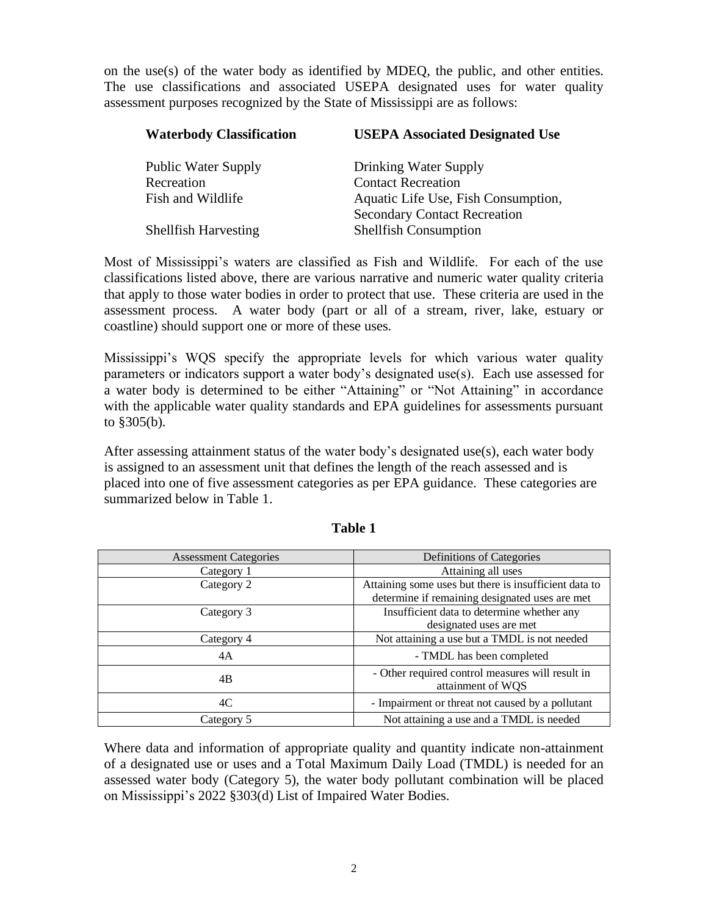on the use(s) of the water body as identified by MDEQ, the public, and other entities. The use classifications and associated USEPA designated uses for water quality assessment purposes recognized by the State of Mississippi are as follows:

| **Waterbody Classification** | **USEPA Associated Designated Use** |
|---|---|
| Public Water Supply | Drinking Water Supply |
| Recreation | Contact Recreation |
| Fish and Wildlife | Aquatic Life Use, Fish Consumption, Secondary Contact Recreation |
| Shellfish Harvesting | Shellfish Consumption |

Most of Mississippi's waters are classified as Fish and Wildlife. For each of the use classifications listed above, there are various narrative and numeric water quality criteria that apply to those water bodies in order to protect that use. These criteria are used in the assessment process. A water body (part or all of a stream, river, lake, estuary or coastline) should support one or more of these uses.

Mississippi's WQS specify the appropriate levels for which various water quality parameters or indicators support a water body's designated use(s). Each use assessed for a water body is determined to be either "Attaining" or "Not Attaining" in accordance with the applicable water quality standards and EPA guidelines for assessments pursuant to §305(b).

After assessing attainment status of the water body's designated use(s), each water body is assigned to an assessment unit that defines the length of the reach assessed and is placed into one of five assessment categories as per EPA guidance. These categories are summarized below in Table 1.

**Table 1**

| Assessment Categories | Definitions of Categories |
|---|---|
| Category 1 | Attaining all uses |
| Category 2 | Attaining some uses but there is insufficient data to determine if remaining designated uses are met |
| Category 3 | Insufficient data to determine whether any designated uses are met |
| Category 4 | Not attaining a use but a TMDL is not needed |
| 4A | - TMDL has been completed |
| 4B | - Other required control measures will result in attainment of WQS |
| 4C | - Impairment or threat not caused by a pollutant |
| Category 5 | Not attaining a use and a TMDL is needed |

Where data and information of appropriate quality and quantity indicate non-attainment of a designated use or uses and a Total Maximum Daily Load (TMDL) is needed for an assessed water body (Category 5), the water body pollutant combination will be placed on Mississippi's 2022 §303(d) List of Impaired Water Bodies.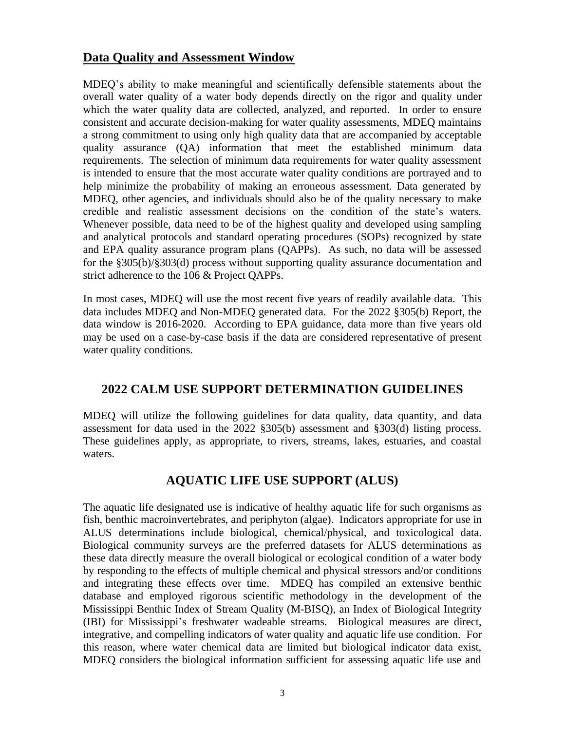## Data Quality and Assessment Window

MDEQ's ability to make meaningful and scientifically defensible statements about the overall water quality of a water body depends directly on the rigor and quality under which the water quality data are collected, analyzed, and reported. In order to ensure consistent and accurate decision-making for water quality assessments, MDEQ maintains a strong commitment to using only high quality data that are accompanied by acceptable quality assurance (QA) information that meet the established minimum data requirements. The selection of minimum data requirements for water quality assessment is intended to ensure that the most accurate water quality conditions are portrayed and to help minimize the probability of making an erroneous assessment. Data generated by MDEQ, other agencies, and individuals should also be of the quality necessary to make credible and realistic assessment decisions on the condition of the state's waters. Whenever possible, data need to be of the highest quality and developed using sampling and analytical protocols and standard operating procedures (SOPs) recognized by state and EPA quality assurance program plans (QAPPs). As such, no data will be assessed for the §305(b)/§303(d) process without supporting quality assurance documentation and strict adherence to the 106 & Project QAPPs.

In most cases, MDEQ will use the most recent five years of readily available data. This data includes MDEQ and Non-MDEQ generated data. For the 2022 §305(b) Report, the data window is 2016-2020. According to EPA guidance, data more than five years old may be used on a case-by-case basis if the data are considered representative of present water quality conditions.

## 2022 CALM USE SUPPORT DETERMINATION GUIDELINES

MDEQ will utilize the following guidelines for data quality, data quantity, and data assessment for data used in the 2022 §305(b) assessment and §303(d) listing process. These guidelines apply, as appropriate, to rivers, streams, lakes, estuaries, and coastal waters.

## AQUATIC LIFE USE SUPPORT (ALUS)

The aquatic life designated use is indicative of healthy aquatic life for such organisms as fish, benthic macroinvertebrates, and periphyton (algae). Indicators appropriate for use in ALUS determinations include biological, chemical/physical, and toxicological data. Biological community surveys are the preferred datasets for ALUS determinations as these data directly measure the overall biological or ecological condition of a water body by responding to the effects of multiple chemical and physical stressors and/or conditions and integrating these effects over time. MDEQ has compiled an extensive benthic database and employed rigorous scientific methodology in the development of the Mississippi Benthic Index of Stream Quality (M-BISQ), an Index of Biological Integrity (IBI) for Mississippi's freshwater wadeable streams. Biological measures are direct, integrative, and compelling indicators of water quality and aquatic life use condition. For this reason, where water chemical data are limited but biological indicator data exist, MDEQ considers the biological information sufficient for assessing aquatic life use and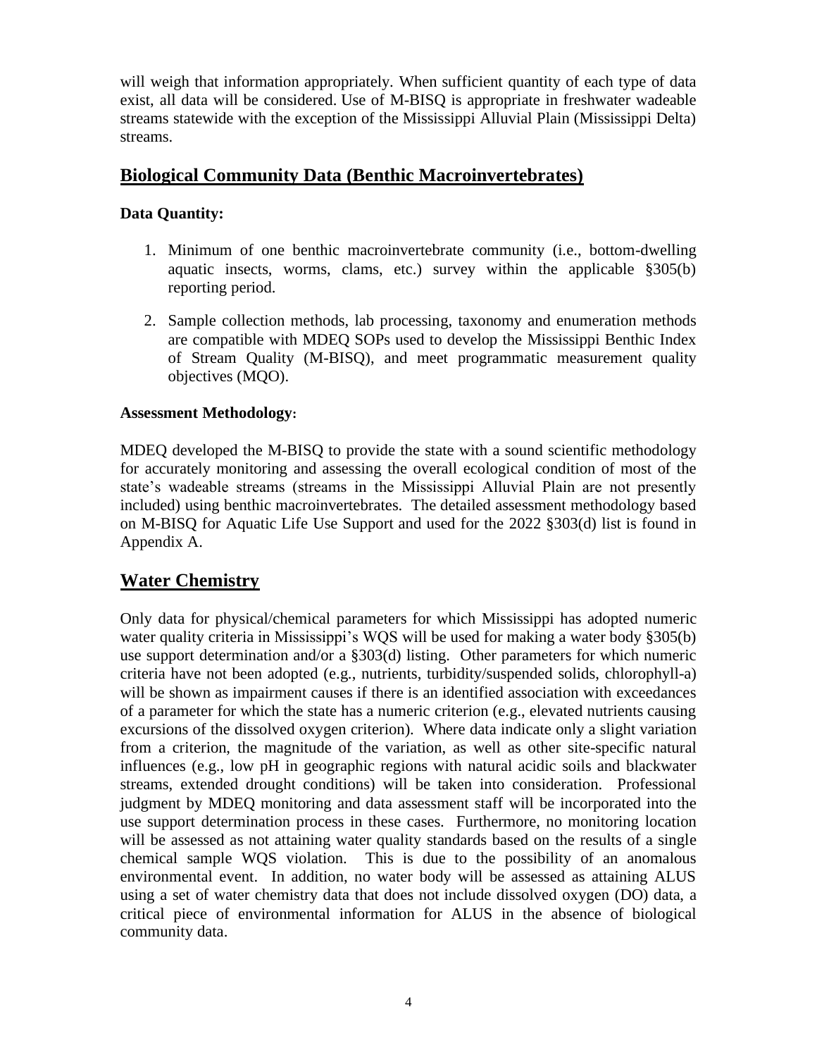will weigh that information appropriately. When sufficient quantity of each type of data exist, all data will be considered. Use of M-BISQ is appropriate in freshwater wadeable streams statewide with the exception of the Mississippi Alluvial Plain (Mississippi Delta) streams.

## Biological Community Data (Benthic Macroinvertebrates)

**Data Quantity:**

1. Minimum of one benthic macroinvertebrate community (i.e., bottom-dwelling aquatic insects, worms, clams, etc.) survey within the applicable §305(b) reporting period.

2. Sample collection methods, lab processing, taxonomy and enumeration methods are compatible with MDEQ SOPs used to develop the Mississippi Benthic Index of Stream Quality (M-BISQ), and meet programmatic measurement quality objectives (MQO).

**Assessment Methodology:**

MDEQ developed the M-BISQ to provide the state with a sound scientific methodology for accurately monitoring and assessing the overall ecological condition of most of the state's wadeable streams (streams in the Mississippi Alluvial Plain are not presently included) using benthic macroinvertebrates. The detailed assessment methodology based on M-BISQ for Aquatic Life Use Support and used for the 2022 §303(d) list is found in Appendix A.

## Water Chemistry

Only data for physical/chemical parameters for which Mississippi has adopted numeric water quality criteria in Mississippi's WQS will be used for making a water body §305(b) use support determination and/or a §303(d) listing. Other parameters for which numeric criteria have not been adopted (e.g., nutrients, turbidity/suspended solids, chlorophyll-a) will be shown as impairment causes if there is an identified association with exceedances of a parameter for which the state has a numeric criterion (e.g., elevated nutrients causing excursions of the dissolved oxygen criterion). Where data indicate only a slight variation from a criterion, the magnitude of the variation, as well as other site-specific natural influences (e.g., low pH in geographic regions with natural acidic soils and blackwater streams, extended drought conditions) will be taken into consideration. Professional judgment by MDEQ monitoring and data assessment staff will be incorporated into the use support determination process in these cases. Furthermore, no monitoring location will be assessed as not attaining water quality standards based on the results of a single chemical sample WQS violation. This is due to the possibility of an anomalous environmental event. In addition, no water body will be assessed as attaining ALUS using a set of water chemistry data that does not include dissolved oxygen (DO) data, a critical piece of environmental information for ALUS in the absence of biological community data.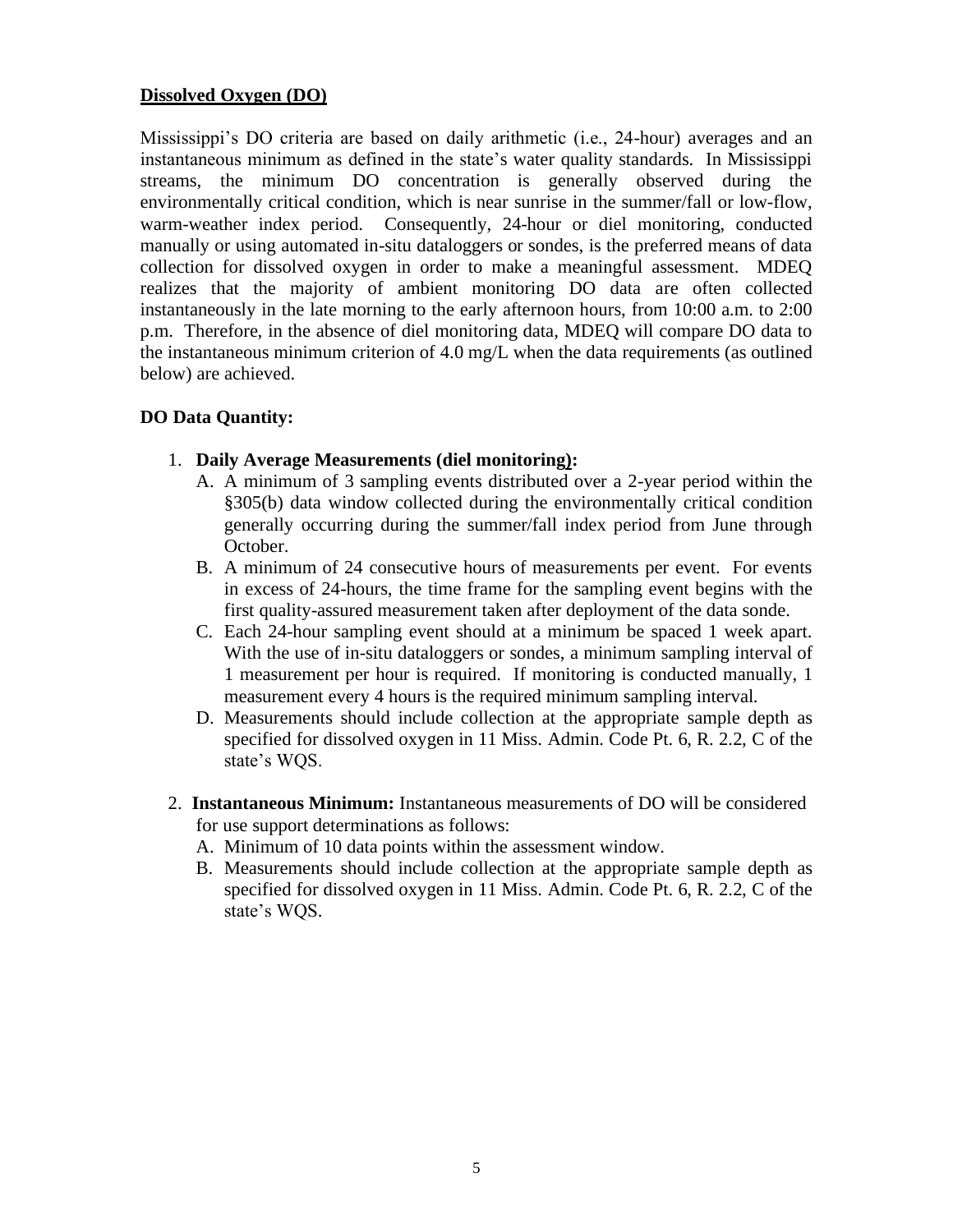**Dissolved Oxygen (DO)**

Mississippi's DO criteria are based on daily arithmetic (i.e., 24-hour) averages and an instantaneous minimum as defined in the state's water quality standards. In Mississippi streams, the minimum DO concentration is generally observed during the environmentally critical condition, which is near sunrise in the summer/fall or low-flow, warm-weather index period. Consequently, 24-hour or diel monitoring, conducted manually or using automated in-situ dataloggers or sondes, is the preferred means of data collection for dissolved oxygen in order to make a meaningful assessment. MDEQ realizes that the majority of ambient monitoring DO data are often collected instantaneously in the late morning to the early afternoon hours, from 10:00 a.m. to 2:00 p.m. Therefore, in the absence of diel monitoring data, MDEQ will compare DO data to the instantaneous minimum criterion of 4.0 mg/L when the data requirements (as outlined below) are achieved.

**DO Data Quantity:**

1. **Daily Average Measurements (diel monitoring):**
   A. A minimum of 3 sampling events distributed over a 2-year period within the §305(b) data window collected during the environmentally critical condition generally occurring during the summer/fall index period from June through October.
   B. A minimum of 24 consecutive hours of measurements per event. For events in excess of 24-hours, the time frame for the sampling event begins with the first quality-assured measurement taken after deployment of the data sonde.
   C. Each 24-hour sampling event should at a minimum be spaced 1 week apart. With the use of in-situ dataloggers or sondes, a minimum sampling interval of 1 measurement per hour is required. If monitoring is conducted manually, 1 measurement every 4 hours is the required minimum sampling interval.
   D. Measurements should include collection at the appropriate sample depth as specified for dissolved oxygen in 11 Miss. Admin. Code Pt. 6, R. 2.2, C of the state's WQS.

2. **Instantaneous Minimum:** Instantaneous measurements of DO will be considered for use support determinations as follows:
   A. Minimum of 10 data points within the assessment window.
   B. Measurements should include collection at the appropriate sample depth as specified for dissolved oxygen in 11 Miss. Admin. Code Pt. 6, R. 2.2, C of the state's WQS.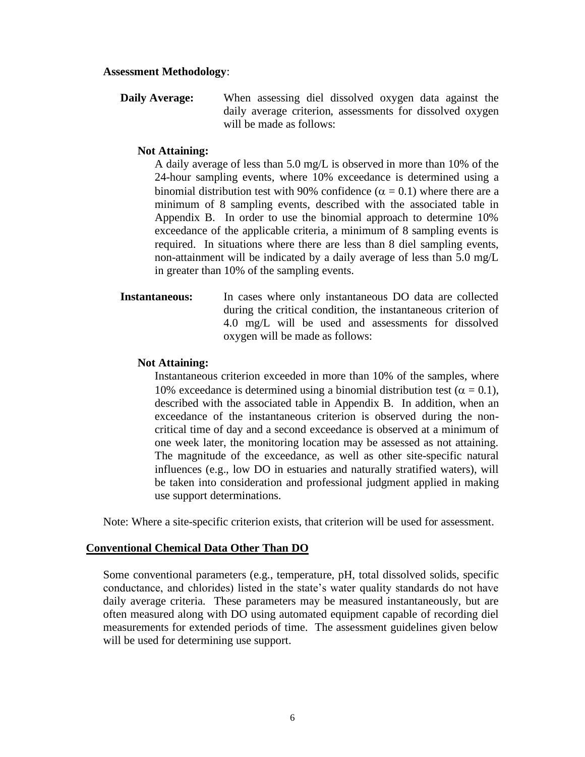**Assessment Methodology**:

**Daily Average:** When assessing diel dissolved oxygen data against the daily average criterion, assessments for dissolved oxygen will be made as follows:

**Not Attaining:**

A daily average of less than 5.0 mg/L is observed in more than 10% of the 24-hour sampling events, where 10% exceedance is determined using a binomial distribution test with 90% confidence ($\alpha = 0.1$) where there are a minimum of 8 sampling events, described with the associated table in Appendix B. In order to use the binomial approach to determine 10% exceedance of the applicable criteria, a minimum of 8 sampling events is required. In situations where there are less than 8 diel sampling events, non-attainment will be indicated by a daily average of less than 5.0 mg/L in greater than 10% of the sampling events.

**Instantaneous:** In cases where only instantaneous DO data are collected during the critical condition, the instantaneous criterion of 4.0 mg/L will be used and assessments for dissolved oxygen will be made as follows:

**Not Attaining:**

Instantaneous criterion exceeded in more than 10% of the samples, where 10% exceedance is determined using a binomial distribution test ($\alpha = 0.1$), described with the associated table in Appendix B. In addition, when an exceedance of the instantaneous criterion is observed during the non-critical time of day and a second exceedance is observed at a minimum of one week later, the monitoring location may be assessed as not attaining. The magnitude of the exceedance, as well as other site-specific natural influences (e.g., low DO in estuaries and naturally stratified waters), will be taken into consideration and professional judgment applied in making use support determinations.

Note: Where a site-specific criterion exists, that criterion will be used for assessment.

## Conventional Chemical Data Other Than DO

Some conventional parameters (e.g., temperature, pH, total dissolved solids, specific conductance, and chlorides) listed in the state's water quality standards do not have daily average criteria. These parameters may be measured instantaneously, but are often measured along with DO using automated equipment capable of recording diel measurements for extended periods of time. The assessment guidelines given below will be used for determining use support.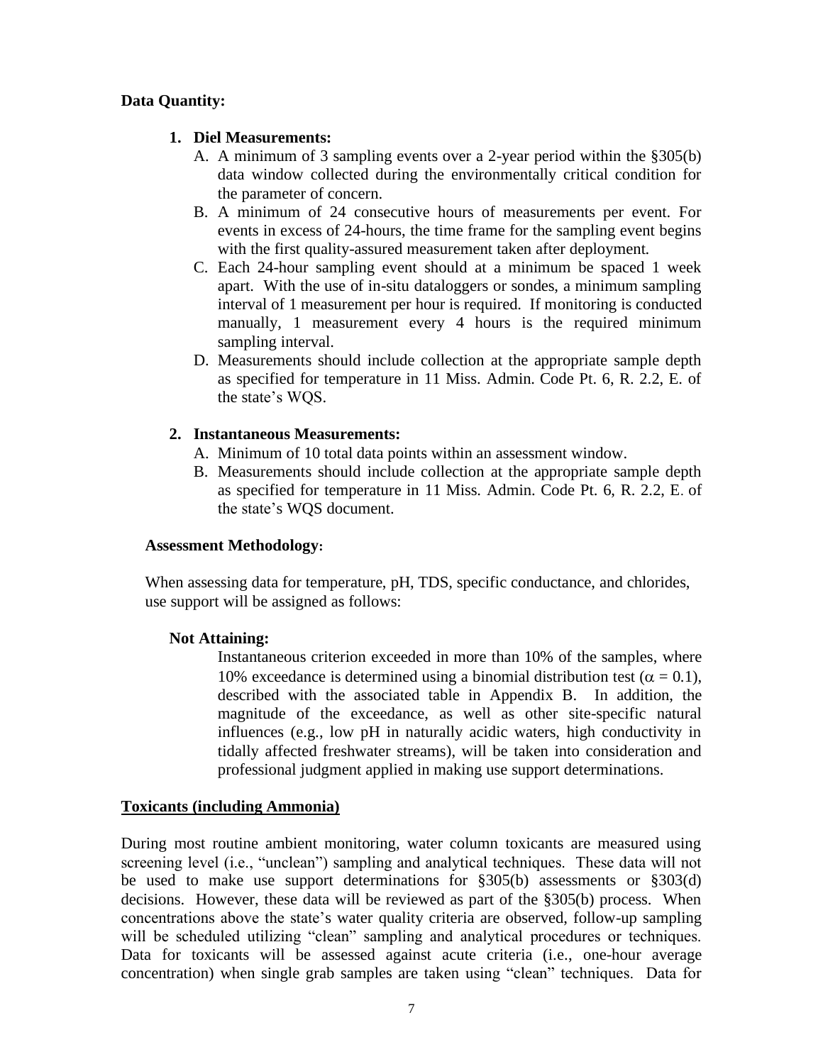**Data Quantity:**

1. **Diel Measurements:**
   A. A minimum of 3 sampling events over a 2-year period within the §305(b) data window collected during the environmentally critical condition for the parameter of concern.
   B. A minimum of 24 consecutive hours of measurements per event. For events in excess of 24-hours, the time frame for the sampling event begins with the first quality-assured measurement taken after deployment.
   C. Each 24-hour sampling event should at a minimum be spaced 1 week apart. With the use of in-situ dataloggers or sondes, a minimum sampling interval of 1 measurement per hour is required. If monitoring is conducted manually, 1 measurement every 4 hours is the required minimum sampling interval.
   D. Measurements should include collection at the appropriate sample depth as specified for temperature in 11 Miss. Admin. Code Pt. 6, R. 2.2, E. of the state's WQS.

2. **Instantaneous Measurements:**
   A. Minimum of 10 total data points within an assessment window.
   B. Measurements should include collection at the appropriate sample depth as specified for temperature in 11 Miss. Admin. Code Pt. 6, R. 2.2, E. of the state's WQS document.

**Assessment Methodology:**

When assessing data for temperature, pH, TDS, specific conductance, and chlorides, use support will be assigned as follows:

**Not Attaining:**

Instantaneous criterion exceeded in more than 10% of the samples, where 10% exceedance is determined using a binomial distribution test ($\alpha = 0.1$), described with the associated table in Appendix B. In addition, the magnitude of the exceedance, as well as other site-specific natural influences (e.g., low pH in naturally acidic waters, high conductivity in tidally affected freshwater streams), will be taken into consideration and professional judgment applied in making use support determinations.

<u>**Toxicants (including Ammonia)**</u>

During most routine ambient monitoring, water column toxicants are measured using screening level (i.e., "unclean") sampling and analytical techniques. These data will not be used to make use support determinations for §305(b) assessments or §303(d) decisions. However, these data will be reviewed as part of the §305(b) process. When concentrations above the state's water quality criteria are observed, follow-up sampling will be scheduled utilizing "clean" sampling and analytical procedures or techniques. Data for toxicants will be assessed against acute criteria (i.e., one-hour average concentration) when single grab samples are taken using "clean" techniques. Data for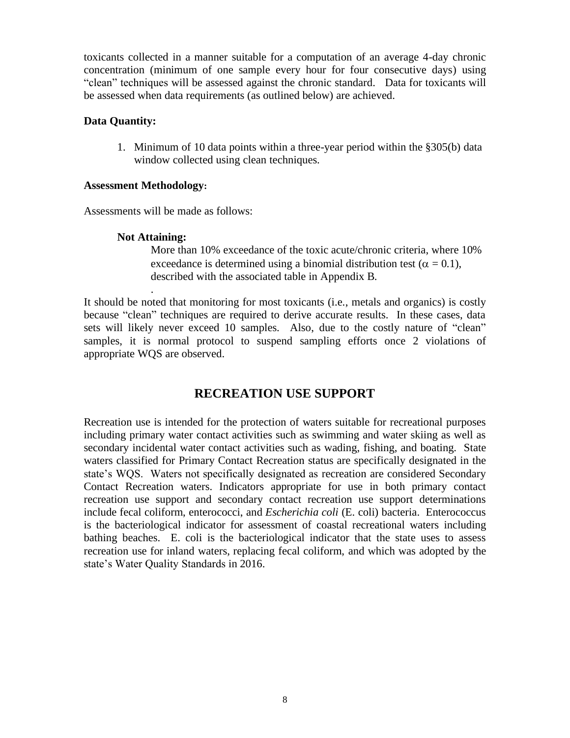toxicants collected in a manner suitable for a computation of an average 4-day chronic concentration (minimum of one sample every hour for four consecutive days) using "clean" techniques will be assessed against the chronic standard. Data for toxicants will be assessed when data requirements (as outlined below) are achieved.

**Data Quantity:**

1. Minimum of 10 data points within a three-year period within the §305(b) data window collected using clean techniques.

**Assessment Methodology:**

Assessments will be made as follows:

**Not Attaining:**

More than 10% exceedance of the toxic acute/chronic criteria, where 10% exceedance is determined using a binomial distribution test ($\alpha = 0.1$), described with the associated table in Appendix B.

It should be noted that monitoring for most toxicants (i.e., metals and organics) is costly because "clean" techniques are required to derive accurate results. In these cases, data sets will likely never exceed 10 samples. Also, due to the costly nature of "clean" samples, it is normal protocol to suspend sampling efforts once 2 violations of appropriate WQS are observed.

## RECREATION USE SUPPORT

Recreation use is intended for the protection of waters suitable for recreational purposes including primary water contact activities such as swimming and water skiing as well as secondary incidental water contact activities such as wading, fishing, and boating. State waters classified for Primary Contact Recreation status are specifically designated in the state's WQS. Waters not specifically designated as recreation are considered Secondary Contact Recreation waters. Indicators appropriate for use in both primary contact recreation use support and secondary contact recreation use support determinations include fecal coliform, enterococci, and *Escherichia coli* (E. coli) bacteria. Enterococcus is the bacteriological indicator for assessment of coastal recreational waters including bathing beaches. E. coli is the bacteriological indicator that the state uses to assess recreation use for inland waters, replacing fecal coliform, and which was adopted by the state's Water Quality Standards in 2016.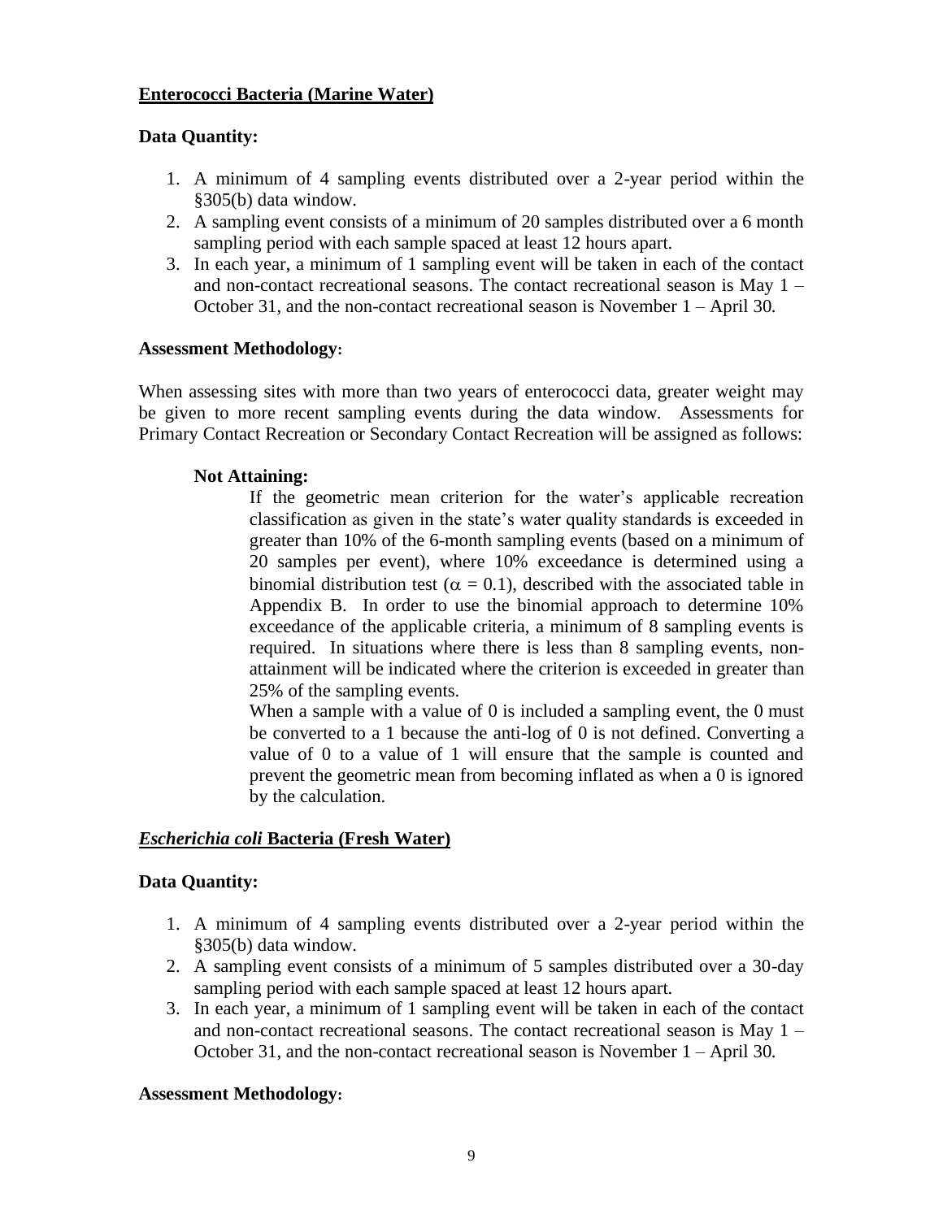**Enterococci Bacteria (Marine Water)**

**Data Quantity:**

1. A minimum of 4 sampling events distributed over a 2-year period within the §305(b) data window.
2. A sampling event consists of a minimum of 20 samples distributed over a 6 month sampling period with each sample spaced at least 12 hours apart.
3. In each year, a minimum of 1 sampling event will be taken in each of the contact and non-contact recreational seasons. The contact recreational season is May 1 – October 31, and the non-contact recreational season is November 1 – April 30.

**Assessment Methodology:**

When assessing sites with more than two years of enterococci data, greater weight may be given to more recent sampling events during the data window. Assessments for Primary Contact Recreation or Secondary Contact Recreation will be assigned as follows:

**Not Attaining:**

If the geometric mean criterion for the water's applicable recreation classification as given in the state's water quality standards is exceeded in greater than 10% of the 6-month sampling events (based on a minimum of 20 samples per event), where 10% exceedance is determined using a binomial distribution test ($\alpha = 0.1$), described with the associated table in Appendix B. In order to use the binomial approach to determine 10% exceedance of the applicable criteria, a minimum of 8 sampling events is required. In situations where there is less than 8 sampling events, non-attainment will be indicated where the criterion is exceeded in greater than 25% of the sampling events.

When a sample with a value of 0 is included a sampling event, the 0 must be converted to a 1 because the anti-log of 0 is not defined. Converting a value of 0 to a value of 1 will ensure that the sample is counted and prevent the geometric mean from becoming inflated as when a 0 is ignored by the calculation.

***Escherichia coli* Bacteria (Fresh Water)**

**Data Quantity:**

1. A minimum of 4 sampling events distributed over a 2-year period within the §305(b) data window.
2. A sampling event consists of a minimum of 5 samples distributed over a 30-day sampling period with each sample spaced at least 12 hours apart.
3. In each year, a minimum of 1 sampling event will be taken in each of the contact and non-contact recreational seasons. The contact recreational season is May 1 – October 31, and the non-contact recreational season is November 1 – April 30.

**Assessment Methodology:**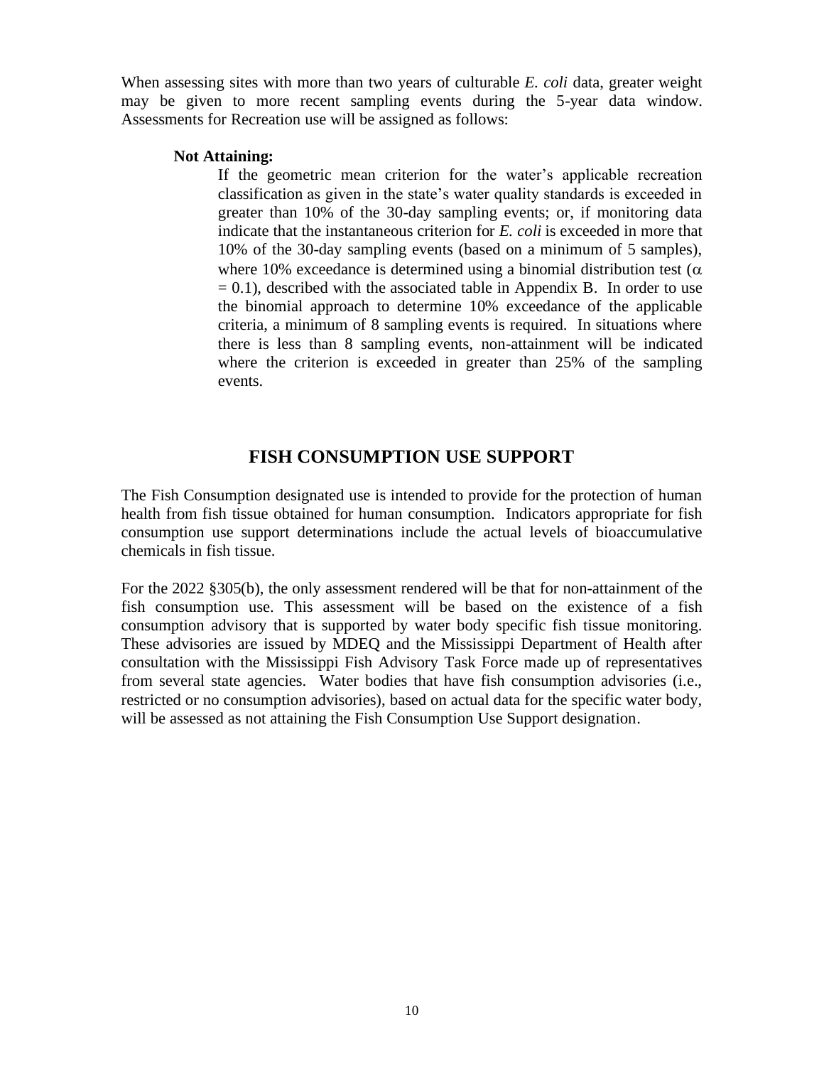When assessing sites with more than two years of culturable *E. coli* data, greater weight may be given to more recent sampling events during the 5-year data window. Assessments for Recreation use will be assigned as follows:

**Not Attaining:**

If the geometric mean criterion for the water's applicable recreation classification as given in the state's water quality standards is exceeded in greater than 10% of the 30-day sampling events; or, if monitoring data indicate that the instantaneous criterion for *E. coli* is exceeded in more that 10% of the 30-day sampling events (based on a minimum of 5 samples), where 10% exceedance is determined using a binomial distribution test ($\alpha = 0.1$), described with the associated table in Appendix B. In order to use the binomial approach to determine 10% exceedance of the applicable criteria, a minimum of 8 sampling events is required. In situations where there is less than 8 sampling events, non-attainment will be indicated where the criterion is exceeded in greater than 25% of the sampling events.

## FISH CONSUMPTION USE SUPPORT

The Fish Consumption designated use is intended to provide for the protection of human health from fish tissue obtained for human consumption. Indicators appropriate for fish consumption use support determinations include the actual levels of bioaccumulative chemicals in fish tissue.

For the 2022 §305(b), the only assessment rendered will be that for non-attainment of the fish consumption use. This assessment will be based on the existence of a fish consumption advisory that is supported by water body specific fish tissue monitoring. These advisories are issued by MDEQ and the Mississippi Department of Health after consultation with the Mississippi Fish Advisory Task Force made up of representatives from several state agencies. Water bodies that have fish consumption advisories (i.e., restricted or no consumption advisories), based on actual data for the specific water body, will be assessed as not attaining the Fish Consumption Use Support designation.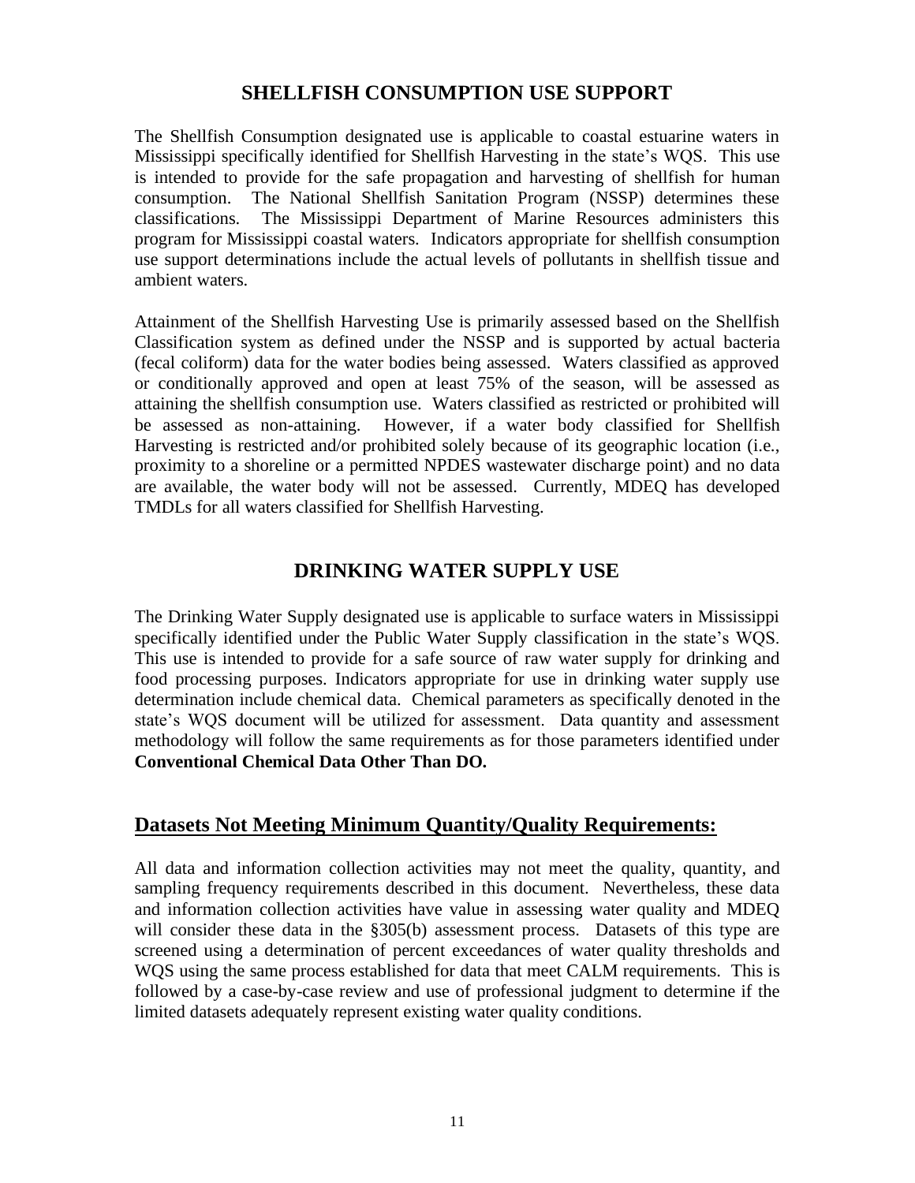## SHELLFISH CONSUMPTION USE SUPPORT

The Shellfish Consumption designated use is applicable to coastal estuarine waters in Mississippi specifically identified for Shellfish Harvesting in the state's WQS. This use is intended to provide for the safe propagation and harvesting of shellfish for human consumption. The National Shellfish Sanitation Program (NSSP) determines these classifications. The Mississippi Department of Marine Resources administers this program for Mississippi coastal waters. Indicators appropriate for shellfish consumption use support determinations include the actual levels of pollutants in shellfish tissue and ambient waters.

Attainment of the Shellfish Harvesting Use is primarily assessed based on the Shellfish Classification system as defined under the NSSP and is supported by actual bacteria (fecal coliform) data for the water bodies being assessed. Waters classified as approved or conditionally approved and open at least 75% of the season, will be assessed as attaining the shellfish consumption use. Waters classified as restricted or prohibited will be assessed as non-attaining. However, if a water body classified for Shellfish Harvesting is restricted and/or prohibited solely because of its geographic location (i.e., proximity to a shoreline or a permitted NPDES wastewater discharge point) and no data are available, the water body will not be assessed. Currently, MDEQ has developed TMDLs for all waters classified for Shellfish Harvesting.

## DRINKING WATER SUPPLY USE

The Drinking Water Supply designated use is applicable to surface waters in Mississippi specifically identified under the Public Water Supply classification in the state's WQS. This use is intended to provide for a safe source of raw water supply for drinking and food processing purposes. Indicators appropriate for use in drinking water supply use determination include chemical data. Chemical parameters as specifically denoted in the state's WQS document will be utilized for assessment. Data quantity and assessment methodology will follow the same requirements as for those parameters identified under **Conventional Chemical Data Other Than DO.**

## Datasets Not Meeting Minimum Quantity/Quality Requirements:

All data and information collection activities may not meet the quality, quantity, and sampling frequency requirements described in this document. Nevertheless, these data and information collection activities have value in assessing water quality and MDEQ will consider these data in the §305(b) assessment process. Datasets of this type are screened using a determination of percent exceedances of water quality thresholds and WQS using the same process established for data that meet CALM requirements. This is followed by a case-by-case review and use of professional judgment to determine if the limited datasets adequately represent existing water quality conditions.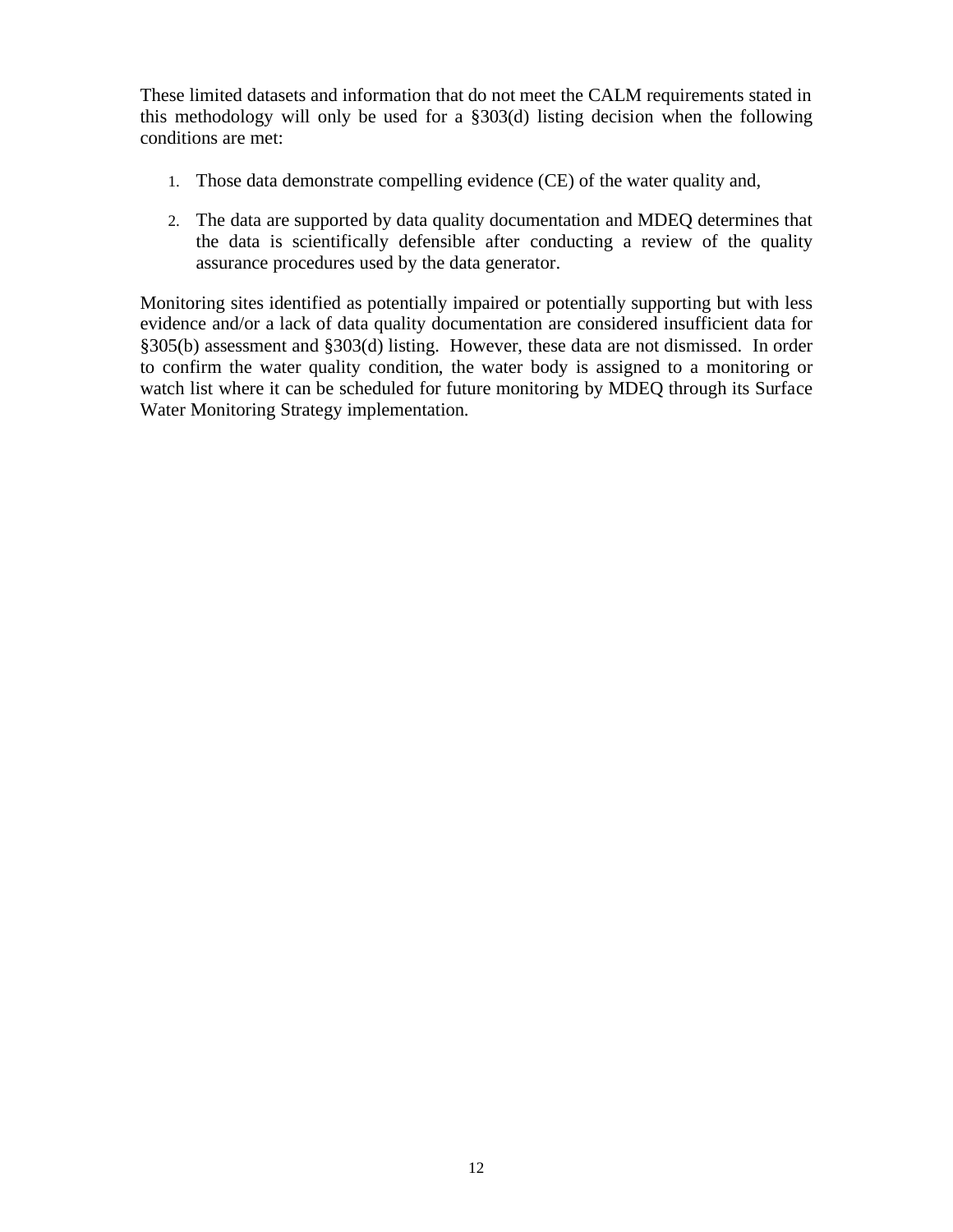These limited datasets and information that do not meet the CALM requirements stated in this methodology will only be used for a §303(d) listing decision when the following conditions are met:

1. Those data demonstrate compelling evidence (CE) of the water quality and,
2. The data are supported by data quality documentation and MDEQ determines that the data is scientifically defensible after conducting a review of the quality assurance procedures used by the data generator.

Monitoring sites identified as potentially impaired or potentially supporting but with less evidence and/or a lack of data quality documentation are considered insufficient data for §305(b) assessment and §303(d) listing. However, these data are not dismissed. In order to confirm the water quality condition, the water body is assigned to a monitoring or watch list where it can be scheduled for future monitoring by MDEQ through its Surface Water Monitoring Strategy implementation.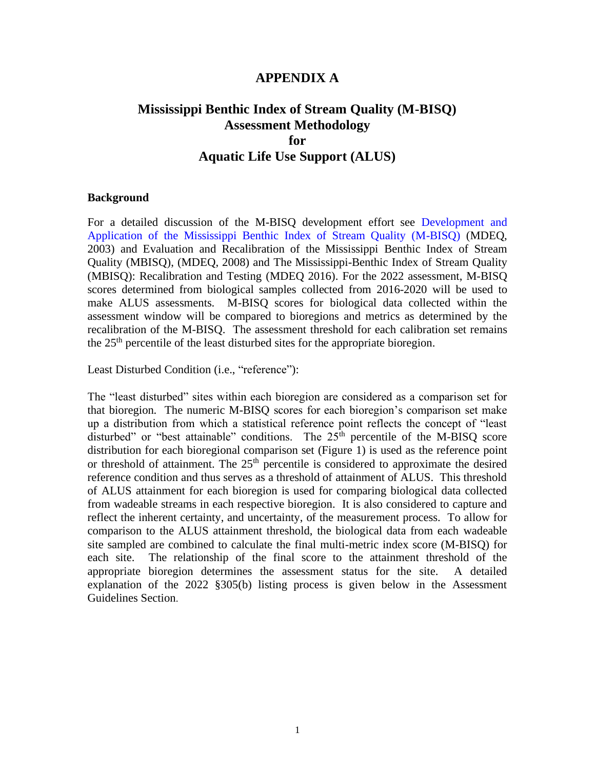# APPENDIX A

## Mississippi Benthic Index of Stream Quality (M-BISQ) Assessment Methodology for Aquatic Life Use Support (ALUS)

### Background

For a detailed discussion of the M-BISQ development effort see Development and Application of the Mississippi Benthic Index of Stream Quality (M-BISQ) (MDEQ, 2003) and Evaluation and Recalibration of the Mississippi Benthic Index of Stream Quality (MBISQ), (MDEQ, 2008) and The Mississippi-Benthic Index of Stream Quality (MBISQ): Recalibration and Testing (MDEQ 2016). For the 2022 assessment, M-BISQ scores determined from biological samples collected from 2016-2020 will be used to make ALUS assessments. M-BISQ scores for biological data collected within the assessment window will be compared to bioregions and metrics as determined by the recalibration of the M-BISQ. The assessment threshold for each calibration set remains the 25th percentile of the least disturbed sites for the appropriate bioregion.

Least Disturbed Condition (i.e., "reference"):

The "least disturbed" sites within each bioregion are considered as a comparison set for that bioregion. The numeric M-BISQ scores for each bioregion's comparison set make up a distribution from which a statistical reference point reflects the concept of "least disturbed" or "best attainable" conditions. The 25th percentile of the M-BISQ score distribution for each bioregional comparison set (Figure 1) is used as the reference point or threshold of attainment. The 25th percentile is considered to approximate the desired reference condition and thus serves as a threshold of attainment of ALUS. This threshold of ALUS attainment for each bioregion is used for comparing biological data collected from wadeable streams in each respective bioregion. It is also considered to capture and reflect the inherent certainty, and uncertainty, of the measurement process. To allow for comparison to the ALUS attainment threshold, the biological data from each wadeable site sampled are combined to calculate the final multi-metric index score (M-BISQ) for each site. The relationship of the final score to the attainment threshold of the appropriate bioregion determines the assessment status for the site. A detailed explanation of the 2022 §305(b) listing process is given below in the Assessment Guidelines Section.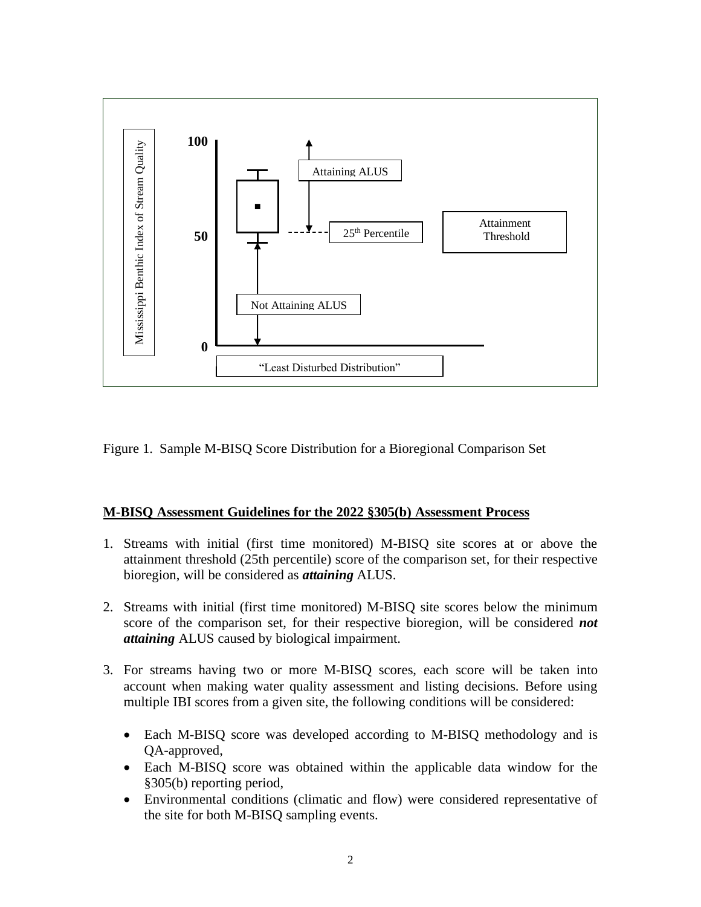Mississippi Benthic Index of Stream Quality

100

50

0

Attaining ALUS

25th Percentile

Attainment Threshold

Not Attaining ALUS

"Least Disturbed Distribution"

Figure 1. Sample M-BISQ Score Distribution for a Bioregional Comparison Set

**M-BISQ Assessment Guidelines for the 2022 §305(b) Assessment Process**

1. Streams with initial (first time monitored) M-BISQ site scores at or above the attainment threshold (25th percentile) score of the comparison set, for their respective bioregion, will be considered as ***attaining*** ALUS.

2. Streams with initial (first time monitored) M-BISQ site scores below the minimum score of the comparison set, for their respective bioregion, will be considered ***not attaining*** ALUS caused by biological impairment.

3. For streams having two or more M-BISQ scores, each score will be taken into account when making water quality assessment and listing decisions. Before using multiple IBI scores from a given site, the following conditions will be considered:

   - Each M-BISQ score was developed according to M-BISQ methodology and is QA-approved,
   - Each M-BISQ score was obtained within the applicable data window for the §305(b) reporting period,
   - Environmental conditions (climatic and flow) were considered representative of the site for both M-BISQ sampling events.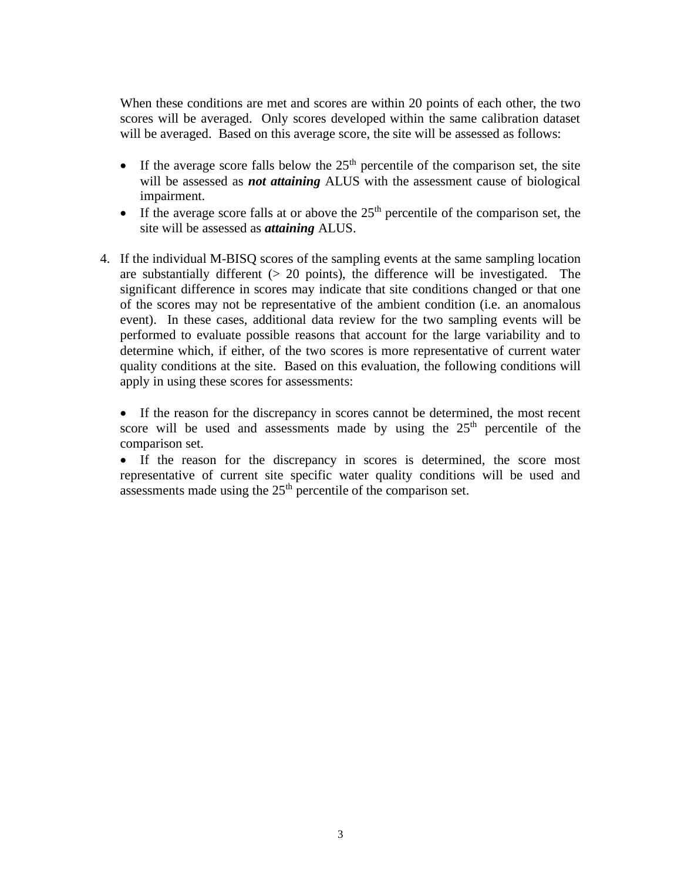When these conditions are met and scores are within 20 points of each other, the two scores will be averaged. Only scores developed within the same calibration dataset will be averaged. Based on this average score, the site will be assessed as follows:

- If the average score falls below the 25$^{th}$ percentile of the comparison set, the site will be assessed as ***not attaining*** ALUS with the assessment cause of biological impairment.
- If the average score falls at or above the 25$^{th}$ percentile of the comparison set, the site will be assessed as ***attaining*** ALUS.

4. If the individual M-BISQ scores of the sampling events at the same sampling location are substantially different (> 20 points), the difference will be investigated. The significant difference in scores may indicate that site conditions changed or that one of the scores may not be representative of the ambient condition (i.e. an anomalous event). In these cases, additional data review for the two sampling events will be performed to evaluate possible reasons that account for the large variability and to determine which, if either, of the two scores is more representative of current water quality conditions at the site. Based on this evaluation, the following conditions will apply in using these scores for assessments:

   - If the reason for the discrepancy in scores cannot be determined, the most recent score will be used and assessments made by using the 25$^{th}$ percentile of the comparison set.
   - If the reason for the discrepancy in scores is determined, the score most representative of current site specific water quality conditions will be used and assessments made using the 25$^{th}$ percentile of the comparison set.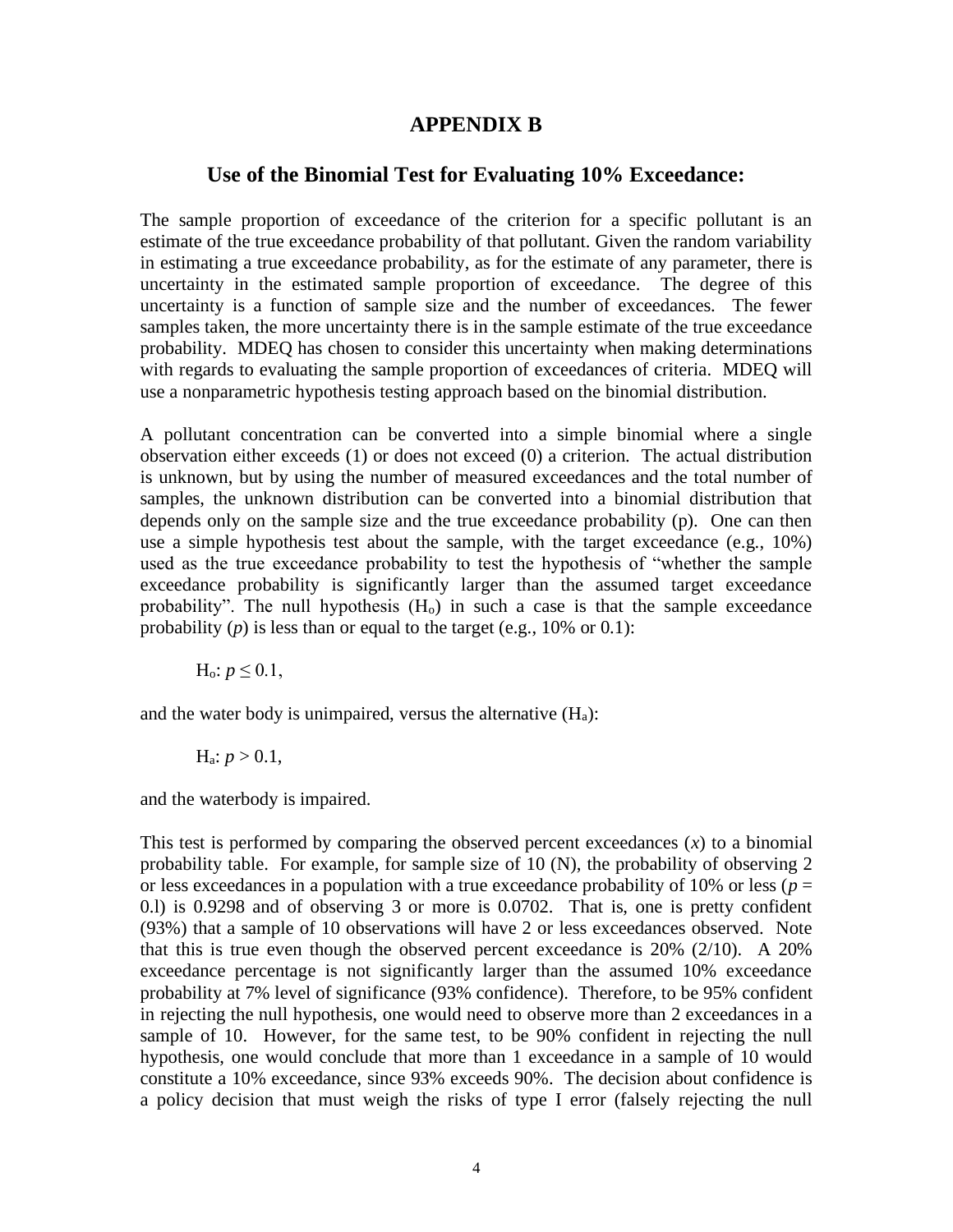# APPENDIX B

## Use of the Binomial Test for Evaluating 10% Exceedance:

The sample proportion of exceedance of the criterion for a specific pollutant is an estimate of the true exceedance probability of that pollutant. Given the random variability in estimating a true exceedance probability, as for the estimate of any parameter, there is uncertainty in the estimated sample proportion of exceedance. The degree of this uncertainty is a function of sample size and the number of exceedances. The fewer samples taken, the more uncertainty there is in the sample estimate of the true exceedance probability. MDEQ has chosen to consider this uncertainty when making determinations with regards to evaluating the sample proportion of exceedances of criteria. MDEQ will use a nonparametric hypothesis testing approach based on the binomial distribution.

A pollutant concentration can be converted into a simple binomial where a single observation either exceeds (1) or does not exceed (0) a criterion. The actual distribution is unknown, but by using the number of measured exceedances and the total number of samples, the unknown distribution can be converted into a binomial distribution that depends only on the sample size and the true exceedance probability (p). One can then use a simple hypothesis test about the sample, with the target exceedance (e.g., 10%) used as the true exceedance probability to test the hypothesis of "whether the sample exceedance probability is significantly larger than the assumed target exceedance probability". The null hypothesis ($H_o$) in such a case is that the sample exceedance probability ($p$) is less than or equal to the target (e.g., 10% or 0.1):

$H_o$: $p \leq 0.1$,

and the water body is unimpaired, versus the alternative ($H_a$):

$H_a$: $p > 0.1$,

and the waterbody is impaired.

This test is performed by comparing the observed percent exceedances ($x$) to a binomial probability table. For example, for sample size of 10 (N), the probability of observing 2 or less exceedances in a population with a true exceedance probability of 10% or less ($p$ = 0.l) is 0.9298 and of observing 3 or more is 0.0702. That is, one is pretty confident (93%) that a sample of 10 observations will have 2 or less exceedances observed. Note that this is true even though the observed percent exceedance is 20% (2/10). A 20% exceedance percentage is not significantly larger than the assumed 10% exceedance probability at 7% level of significance (93% confidence). Therefore, to be 95% confident in rejecting the null hypothesis, one would need to observe more than 2 exceedances in a sample of 10. However, for the same test, to be 90% confident in rejecting the null hypothesis, one would conclude that more than 1 exceedance in a sample of 10 would constitute a 10% exceedance, since 93% exceeds 90%. The decision about confidence is a policy decision that must weigh the risks of type I error (falsely rejecting the null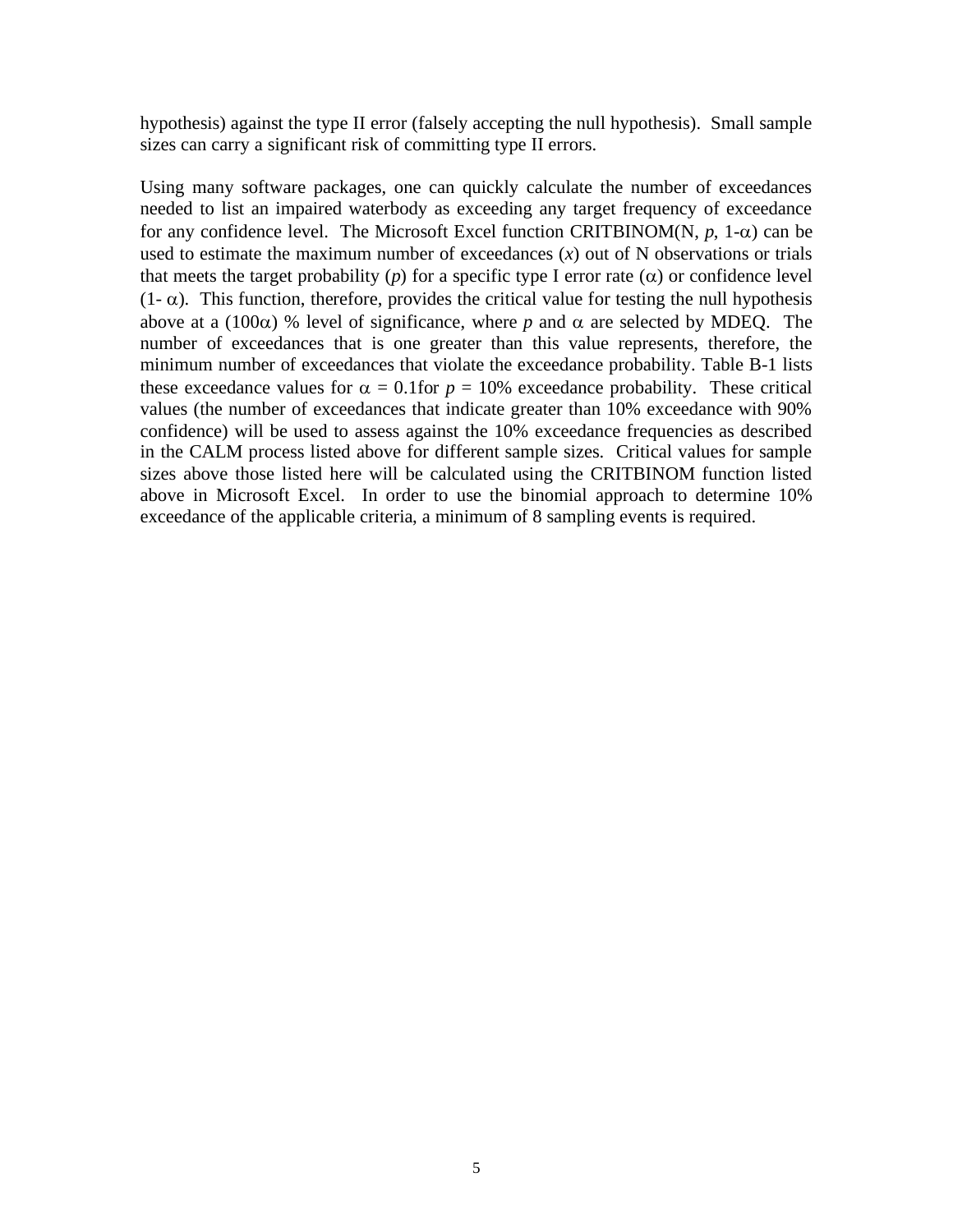hypothesis) against the type II error (falsely accepting the null hypothesis). Small sample sizes can carry a significant risk of committing type II errors.

Using many software packages, one can quickly calculate the number of exceedances needed to list an impaired waterbody as exceeding any target frequency of exceedance for any confidence level. The Microsoft Excel function CRITBINOM(N, $p$, 1-$\alpha$) can be used to estimate the maximum number of exceedances ($x$) out of N observations or trials that meets the target probability ($p$) for a specific type I error rate ($\alpha$) or confidence level (1- $\alpha$). This function, therefore, provides the critical value for testing the null hypothesis above at a (100$\alpha$) % level of significance, where $p$ and $\alpha$ are selected by MDEQ. The number of exceedances that is one greater than this value represents, therefore, the minimum number of exceedances that violate the exceedance probability. Table B-1 lists these exceedance values for $\alpha = 0.1$for $p = 10\%$ exceedance probability. These critical values (the number of exceedances that indicate greater than 10% exceedance with 90% confidence) will be used to assess against the 10% exceedance frequencies as described in the CALM process listed above for different sample sizes. Critical values for sample sizes above those listed here will be calculated using the CRITBINOM function listed above in Microsoft Excel. In order to use the binomial approach to determine 10% exceedance of the applicable criteria, a minimum of 8 sampling events is required.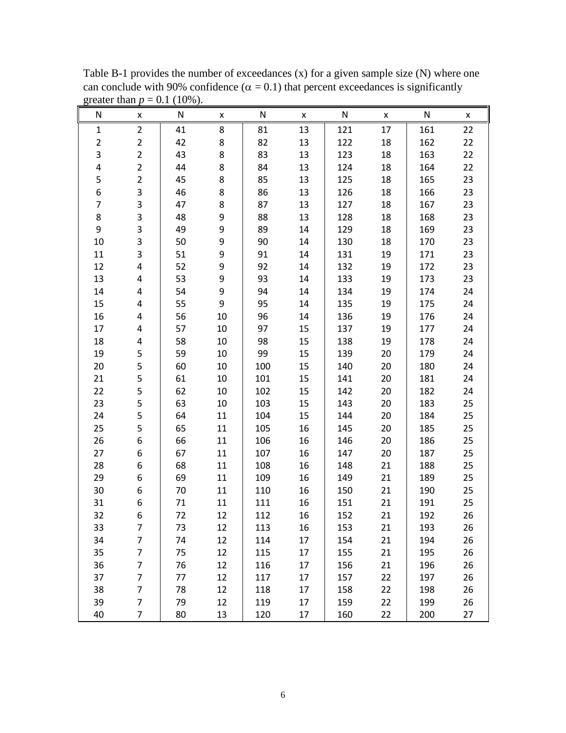Table B-1 provides the number of exceedances (x) for a given sample size (N) where one can conclude with 90% confidence ($\alpha = 0.1$) that percent exceedances is significantly greater than $p = 0.1$ (10%).

| N | x | N | x | N | x | N | x | N | x |
|---|---|---|---|---|---|---|---|---|---|
| 1 | 2 | 41 | 8 | 81 | 13 | 121 | 17 | 161 | 22 |
| 2 | 2 | 42 | 8 | 82 | 13 | 122 | 18 | 162 | 22 |
| 3 | 2 | 43 | 8 | 83 | 13 | 123 | 18 | 163 | 22 |
| 4 | 2 | 44 | 8 | 84 | 13 | 124 | 18 | 164 | 22 |
| 5 | 2 | 45 | 8 | 85 | 13 | 125 | 18 | 165 | 23 |
| 6 | 3 | 46 | 8 | 86 | 13 | 126 | 18 | 166 | 23 |
| 7 | 3 | 47 | 8 | 87 | 13 | 127 | 18 | 167 | 23 |
| 8 | 3 | 48 | 9 | 88 | 13 | 128 | 18 | 168 | 23 |
| 9 | 3 | 49 | 9 | 89 | 14 | 129 | 18 | 169 | 23 |
| 10 | 3 | 50 | 9 | 90 | 14 | 130 | 18 | 170 | 23 |
| 11 | 3 | 51 | 9 | 91 | 14 | 131 | 19 | 171 | 23 |
| 12 | 4 | 52 | 9 | 92 | 14 | 132 | 19 | 172 | 23 |
| 13 | 4 | 53 | 9 | 93 | 14 | 133 | 19 | 173 | 23 |
| 14 | 4 | 54 | 9 | 94 | 14 | 134 | 19 | 174 | 24 |
| 15 | 4 | 55 | 9 | 95 | 14 | 135 | 19 | 175 | 24 |
| 16 | 4 | 56 | 10 | 96 | 14 | 136 | 19 | 176 | 24 |
| 17 | 4 | 57 | 10 | 97 | 15 | 137 | 19 | 177 | 24 |
| 18 | 4 | 58 | 10 | 98 | 15 | 138 | 19 | 178 | 24 |
| 19 | 5 | 59 | 10 | 99 | 15 | 139 | 20 | 179 | 24 |
| 20 | 5 | 60 | 10 | 100 | 15 | 140 | 20 | 180 | 24 |
| 21 | 5 | 61 | 10 | 101 | 15 | 141 | 20 | 181 | 24 |
| 22 | 5 | 62 | 10 | 102 | 15 | 142 | 20 | 182 | 24 |
| 23 | 5 | 63 | 10 | 103 | 15 | 143 | 20 | 183 | 25 |
| 24 | 5 | 64 | 11 | 104 | 15 | 144 | 20 | 184 | 25 |
| 25 | 5 | 65 | 11 | 105 | 16 | 145 | 20 | 185 | 25 |
| 26 | 6 | 66 | 11 | 106 | 16 | 146 | 20 | 186 | 25 |
| 27 | 6 | 67 | 11 | 107 | 16 | 147 | 20 | 187 | 25 |
| 28 | 6 | 68 | 11 | 108 | 16 | 148 | 21 | 188 | 25 |
| 29 | 6 | 69 | 11 | 109 | 16 | 149 | 21 | 189 | 25 |
| 30 | 6 | 70 | 11 | 110 | 16 | 150 | 21 | 190 | 25 |
| 31 | 6 | 71 | 11 | 111 | 16 | 151 | 21 | 191 | 25 |
| 32 | 6 | 72 | 12 | 112 | 16 | 152 | 21 | 192 | 26 |
| 33 | 7 | 73 | 12 | 113 | 16 | 153 | 21 | 193 | 26 |
| 34 | 7 | 74 | 12 | 114 | 17 | 154 | 21 | 194 | 26 |
| 35 | 7 | 75 | 12 | 115 | 17 | 155 | 21 | 195 | 26 |
| 36 | 7 | 76 | 12 | 116 | 17 | 156 | 21 | 196 | 26 |
| 37 | 7 | 77 | 12 | 117 | 17 | 157 | 22 | 197 | 26 |
| 38 | 7 | 78 | 12 | 118 | 17 | 158 | 22 | 198 | 26 |
| 39 | 7 | 79 | 12 | 119 | 17 | 159 | 22 | 199 | 26 |
| 40 | 7 | 80 | 13 | 120 | 17 | 160 | 22 | 200 | 27 |